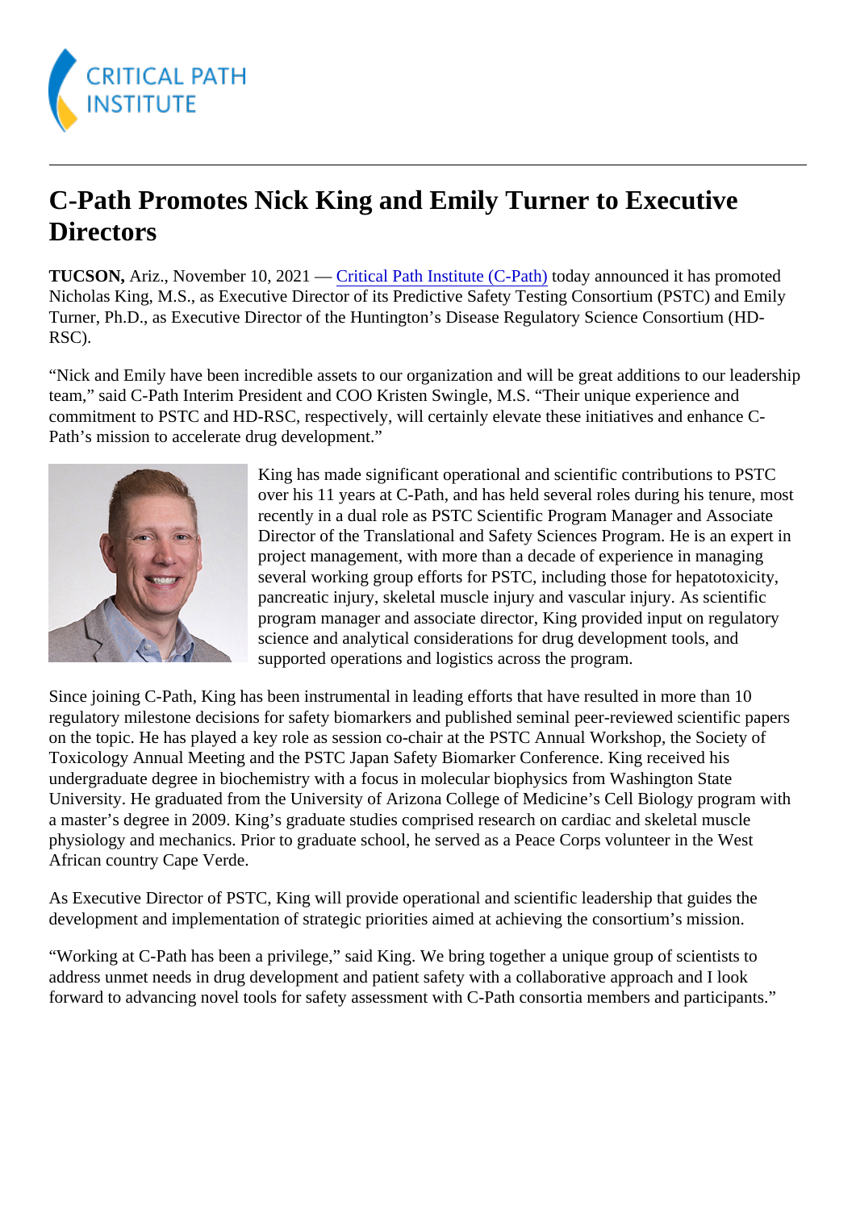# C-Path Promotes Nick King and Emily Turner to Executive Directors

**TUCSON,** Ariz., November 10, 2021 — Critical Path Institute (C-Path) today announced it has promoted Nicholas King, M.S., as Executive Director of its Predictive Safety Testing Consortium (PSTC) and Emily Turner, Ph.D., as Executive Director of the Huntington's Disease Regulatory Science Consortium (HD-RSC).

"Nick and Emily have been incredible assets to our organization and will be great additions to our leadership team," said C-Path Interim President and COO Kristen Swingle, M.S. "Their unique experience and commitment to PSTC and HD-RSC, respectively, will certainly elevate these initiatives and enhance C-Path's mission to accelerate drug development."

King has made significant operational and scientific contributions to PSTC over his 11 years at C-Path, and has held several roles during his tenure, most recently in a dual role as PSTC Scientific Program Manager and Associate Director of the Translational and Safety Sciences Program. He is an expert in project management, with more than a decade of experience in managing several working group efforts for PSTC, including those for hepatotoxicity, pancreatic injury, skeletal muscle injury and vascular injury. As scientific program manager and associate director, King provided input on regulatory science and analytical considerations for drug development tools, and supported operations and logistics across the program.

Since joining C-Path, King has been instrumental in leading efforts that have resulted in more than 10 regulatory milestone decisions for safety biomarkers and published seminal peer-reviewed scientific papers on the topic. He has played a key role as session co-chair at the PSTC Annual Workshop, the Society of Toxicology Annual Meeting and the PSTC Japan Safety Biomarker Conference. King received his undergraduate degree in biochemistry with a focus in molecular biophysics from Washington State University. He graduated from the University of Arizona College of Medicine's Cell Biology program with a master's degree in 2009. King's graduate studies comprised research on cardiac and skeletal muscle physiology and mechanics. Prior to graduate school, he served as a Peace Corps volunteer in the West African country Cape Verde.

As Executive Director of PSTC, King will provide operational and scientific leadership that guides the development and implementation of strategic priorities aimed at achieving the consortium's mission.

"Working at C-Path has been a privilege," said King. We bring together a unique group of scientists to address unmet needs in drug development and patient safety with a collaborative approach and I look forward to advancing novel tools for safety assessment with C-Path consortia members and participants."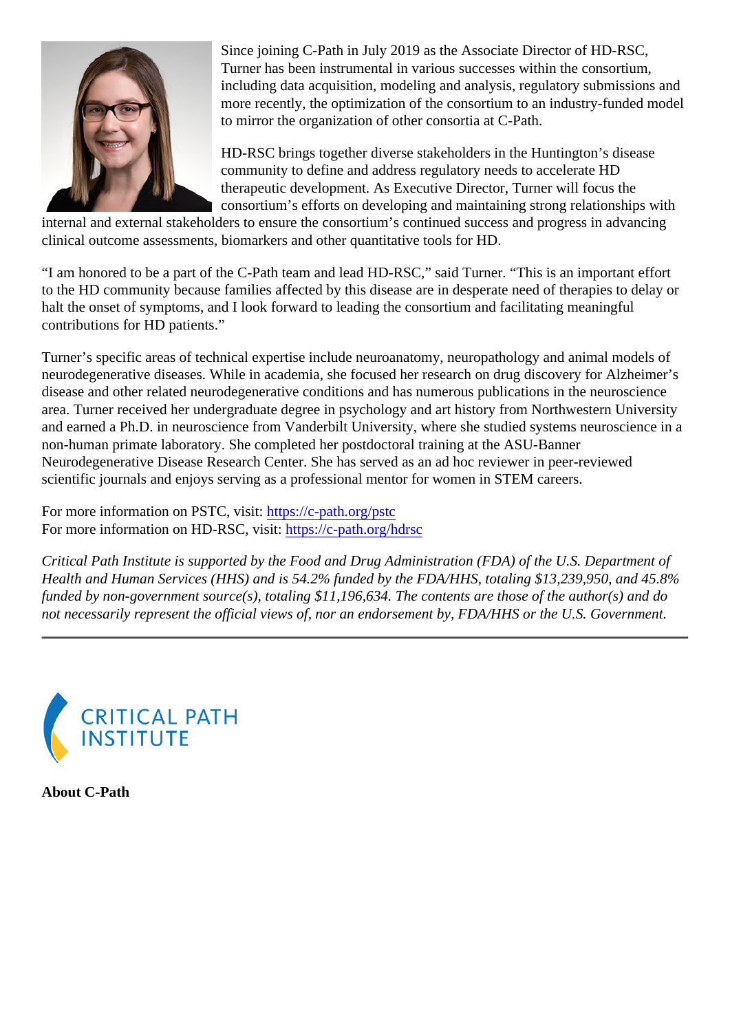Since joining C-Path in July 2019 as the Associate Director of HD-RSC, Turner has been instrumental in various successes within the consortium, including data acquisition, modeling and analysis, regulatory submissions and more recently, the optimization of the consortium to an industry-funded model to mirror the organization of other consortia at C-Path.

HD-RSC brings together diverse stakeholders in the Huntington's disease community to define and address regulatory needs to accelerate HD therapeutic development. As Executive Director, Turner will focus the consortium's efforts on developing and maintaining strong relationships with internal and external stakeholders to ensure the consortium's continued success and progress in advancing clinical outcome assessments, biomarkers and other quantitative tools for HD.

"I am honored to be a part of the C-Path team and lead HD-RSC," said Turner. "This is an important effort to the HD community because families affected by this disease are in desperate need of therapies to delay or halt the onset of symptoms, and I look forward to leading the consortium and facilitating meaningful contributions for HD patients."

Turner's specific areas of technical expertise include neuroanatomy, neuropathology and animal models of neurodegenerative diseases. While in academia, she focused her research on drug discovery for Alzheimer's disease and other related neurodegenerative conditions and has numerous publications in the neuroscience area. Turner received her undergraduate degree in psychology and art history from Northwestern University and earned a Ph.D. in neuroscience from Vanderbilt University, where she studied systems neuroscience in a non-human primate laboratory. She completed her postdoctoral training at the ASU-Banner Neurodegenerative Disease Research Center. She has served as an ad hoc reviewer in peer-reviewed scientific journals and enjoys serving as a professional mentor for women in STEM careers.

For more information on PSTC, visit: https://c-path.org/pstc
For more information on HD-RSC, visit: https://c-path.org/hdrsc

*Critical Path Institute is supported by the Food and Drug Administration (FDA) of the U.S. Department of Health and Human Services (HHS) and is 54.2% funded by the FDA/HHS, totaling $13,239,950, and 45.8% funded by non-government source(s), totaling $11,196,634. The contents are those of the author(s) and do not necessarily represent the official views of, nor an endorsement by, FDA/HHS or the U.S. Government.*

---

CRITICAL PATH INSTITUTE

**About C-Path**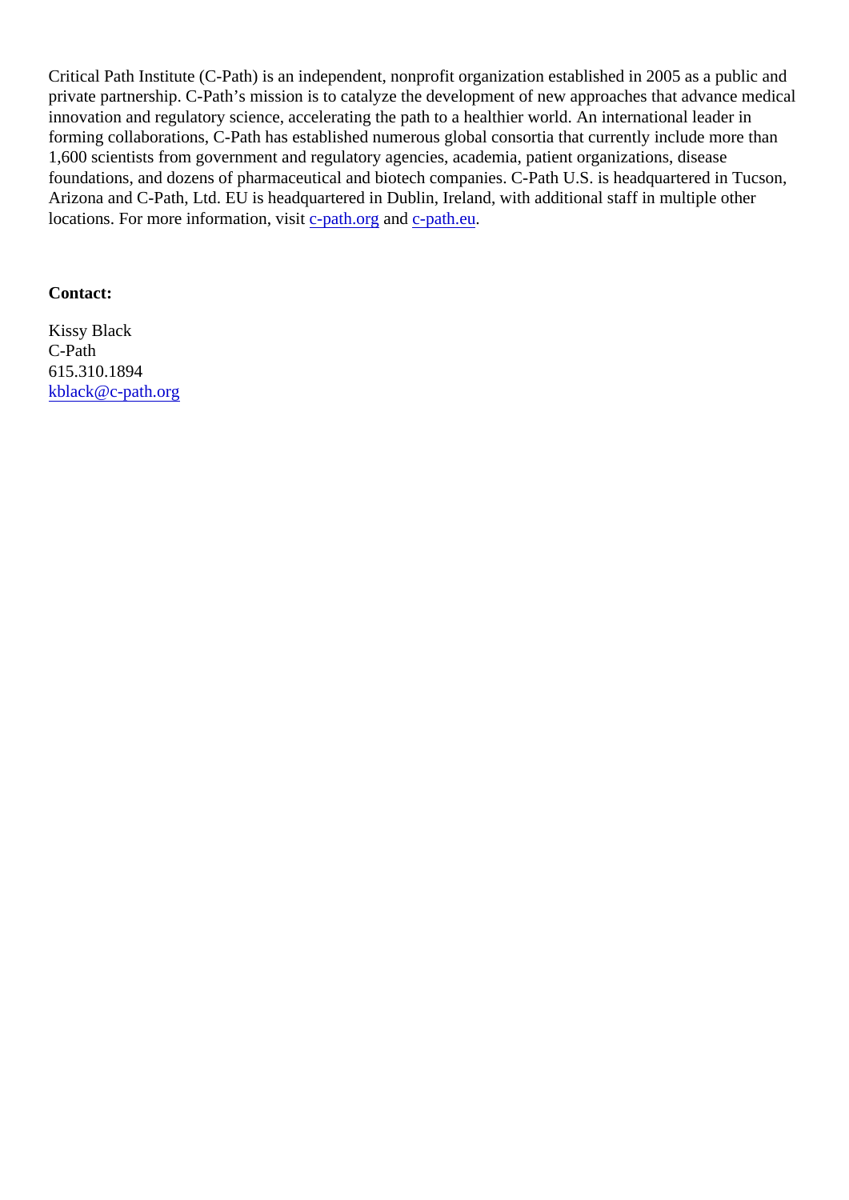Critical Path Institute (C-Path) is an independent, nonprofit organization established in 2005 as a public and private partnership. C-Path's mission is to catalyze the development of new approaches that advance medical innovation and regulatory science, accelerating the path to a healthier world. An international leader in forming collaborations, C-Path has established numerous global consortia that currently include more than 1,600 scientists from government and regulatory agencies, academia, patient organizations, disease foundations, and dozens of pharmaceutical and biotech companies. C-Path U.S. is headquartered in Tucson, Arizona and C-Path, Ltd. EU is headquartered in Dublin, Ireland, with additional staff in multiple other locations. For more information, visit c-path.org and c-path.eu.

**Contact:**

Kissy Black
C-Path
615.310.1894
kblack@c-path.org